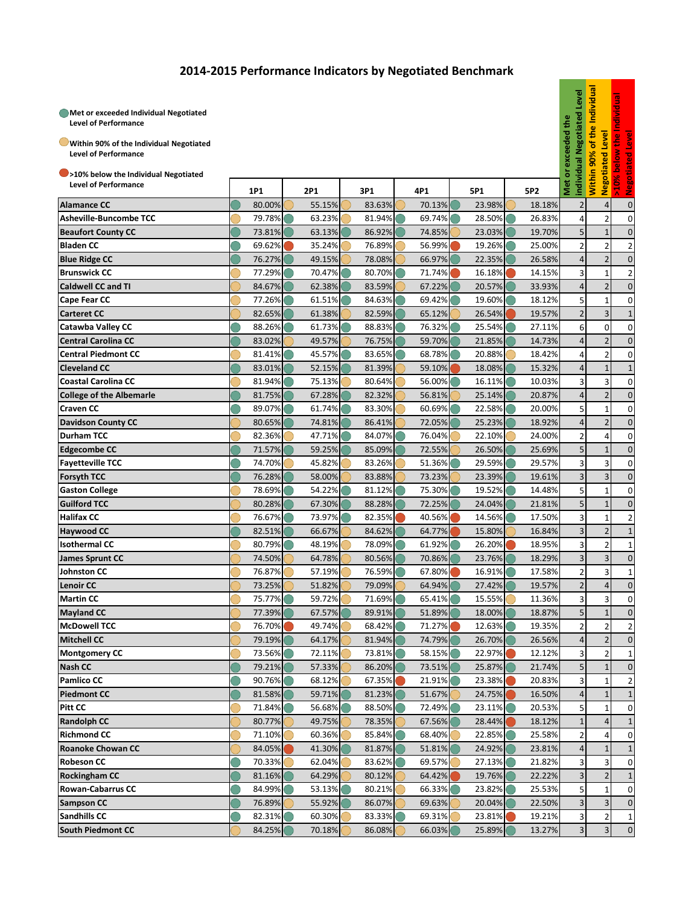# 2014-2015 Performance Indicators by Negotiated Benchmark

- Met or exceeded Individual Negotiated Level of Performance
- Within 90% of the Individual Negotiated Level of Performance
- >10% below the Individual Negotiated Level of Performance

| | 1P1 | 2P1 | 3P1 | 4P1 | 5P1 | 5P2 | Met or exceeded the individual Negotiated Level | Within 90% of the Individual Negotiated Level | >10% below the Individual Negotiated Level |
|---|---|---|---|---|---|---|---|---|---|
| **Alamance CC** | 80.00% | 55.15% | 83.63% | 70.13% | 23.98% | 18.18% | 2 | 4 | 0 |
| **Asheville-Buncombe TCC** | 79.78% | 63.23% | 81.94% | 69.74% | 28.50% | 26.83% | 4 | 2 | 0 |
| **Beaufort County CC** | 73.81% | 63.13% | 86.92% | 74.85% | 23.03% | 19.70% | 5 | 1 | 0 |
| **Bladen CC** | 69.62% | 35.24% | 76.89% | 56.99% | 19.26% | 25.00% | 2 | 2 | 2 |
| **Blue Ridge CC** | 76.27% | 49.15% | 78.08% | 66.97% | 22.35% | 26.58% | 4 | 2 | 0 |
| **Brunswick CC** | 77.29% | 70.47% | 80.70% | 71.74% | 16.18% | 14.15% | 3 | 1 | 2 |
| **Caldwell CC and TI** | 84.67% | 62.38% | 83.59% | 67.22% | 20.57% | 33.93% | 4 | 2 | 0 |
| **Cape Fear CC** | 77.26% | 61.51% | 84.63% | 69.42% | 19.60% | 18.12% | 5 | 1 | 0 |
| **Carteret CC** | 82.65% | 61.38% | 82.59% | 65.12% | 26.54% | 19.57% | 2 | 3 | 1 |
| **Catawba Valley CC** | 88.26% | 61.73% | 88.83% | 76.32% | 25.54% | 27.11% | 6 | 0 | 0 |
| **Central Carolina CC** | 83.02% | 49.57% | 76.75% | 59.70% | 21.85% | 14.73% | 4 | 2 | 0 |
| **Central Piedmont CC** | 81.41% | 45.57% | 83.65% | 68.78% | 20.88% | 18.42% | 4 | 2 | 0 |
| **Cleveland CC** | 83.01% | 52.15% | 81.39% | 59.10% | 18.08% | 15.32% | 4 | 1 | 1 |
| **Coastal Carolina CC** | 81.94% | 75.13% | 80.64% | 56.00% | 16.11% | 10.03% | 3 | 3 | 0 |
| **College of the Albemarle** | 81.75% | 67.28% | 82.32% | 56.81% | 25.14% | 20.87% | 4 | 2 | 0 |
| **Craven CC** | 89.07% | 61.74% | 83.30% | 60.69% | 22.58% | 20.00% | 5 | 1 | 0 |
| **Davidson County CC** | 80.65% | 74.81% | 86.41% | 72.05% | 25.23% | 18.92% | 4 | 2 | 0 |
| **Durham TCC** | 82.36% | 47.71% | 84.07% | 76.04% | 22.10% | 24.00% | 2 | 4 | 0 |
| **Edgecombe CC** | 71.57% | 59.25% | 85.09% | 72.55% | 26.50% | 25.69% | 5 | 1 | 0 |
| **Fayetteville TCC** | 74.70% | 45.82% | 83.26% | 51.36% | 29.59% | 29.57% | 3 | 3 | 0 |
| **Forsyth TCC** | 76.28% | 58.00% | 83.88% | 73.23% | 23.39% | 19.61% | 3 | 3 | 0 |
| **Gaston College** | 78.69% | 54.22% | 81.12% | 75.30% | 19.52% | 14.48% | 5 | 1 | 0 |
| **Guilford TCC** | 80.28% | 67.30% | 88.28% | 72.25% | 24.04% | 21.81% | 5 | 1 | 0 |
| **Halifax CC** | 76.67% | 73.97% | 82.35% | 40.56% | 14.56% | 17.50% | 3 | 1 | 2 |
| **Haywood CC** | 82.51% | 66.67% | 84.62% | 64.77% | 15.80% | 16.84% | 3 | 2 | 1 |
| **Isothermal CC** | 80.79% | 48.19% | 78.09% | 61.92% | 26.20% | 18.95% | 3 | 2 | 1 |
| **James Sprunt CC** | 74.50% | 64.78% | 80.56% | 70.86% | 23.76% | 18.29% | 3 | 3 | 0 |
| **Johnston CC** | 76.87% | 57.19% | 76.59% | 67.80% | 16.91% | 17.58% | 2 | 3 | 1 |
| **Lenoir CC** | 73.25% | 51.82% | 79.09% | 64.94% | 27.42% | 19.57% | 2 | 4 | 0 |
| **Martin CC** | 75.77% | 59.72% | 71.69% | 65.41% | 15.55% | 11.36% | 3 | 3 | 0 |
| **Mayland CC** | 77.39% | 67.57% | 89.91% | 51.89% | 18.00% | 18.87% | 5 | 1 | 0 |
| **McDowell TCC** | 76.70% | 49.74% | 68.42% | 71.27% | 12.63% | 19.35% | 2 | 2 | 2 |
| **Mitchell CC** | 79.19% | 64.17% | 81.94% | 74.79% | 26.70% | 26.56% | 4 | 2 | 0 |
| **Montgomery CC** | 73.56% | 72.11% | 73.81% | 58.15% | 22.97% | 12.12% | 3 | 2 | 1 |
| **Nash CC** | 79.21% | 57.33% | 86.20% | 73.51% | 25.87% | 21.74% | 5 | 1 | 0 |
| **Pamlico CC** | 90.76% | 68.12% | 67.35% | 21.91% | 23.38% | 20.83% | 3 | 1 | 2 |
| **Piedmont CC** | 81.58% | 59.71% | 81.23% | 51.67% | 24.75% | 16.50% | 4 | 1 | 1 |
| **Pitt CC** | 71.84% | 56.68% | 88.50% | 72.49% | 23.11% | 20.53% | 5 | 1 | 0 |
| **Randolph CC** | 80.77% | 49.75% | 78.35% | 67.56% | 28.44% | 18.12% | 1 | 4 | 1 |
| **Richmond CC** | 71.10% | 60.36% | 85.84% | 68.40% | 22.85% | 25.58% | 2 | 4 | 0 |
| **Roanoke Chowan CC** | 84.05% | 41.30% | 81.87% | 51.81% | 24.92% | 23.81% | 4 | 1 | 1 |
| **Robeson CC** | 70.33% | 62.04% | 83.62% | 69.57% | 27.13% | 21.82% | 3 | 3 | 0 |
| **Rockingham CC** | 81.16% | 64.29% | 80.12% | 64.42% | 19.76% | 22.22% | 3 | 2 | 1 |
| **Rowan-Cabarrus CC** | 84.99% | 53.13% | 80.21% | 66.33% | 23.82% | 25.53% | 5 | 1 | 0 |
| **Sampson CC** | 76.89% | 55.92% | 86.07% | 69.63% | 20.04% | 22.50% | 3 | 3 | 0 |
| **Sandhills CC** | 82.31% | 60.30% | 83.33% | 69.31% | 23.81% | 19.21% | 3 | 2 | 1 |
| **South Piedmont CC** | 84.25% | 70.18% | 86.08% | 66.03% | 25.89% | 13.27% | 3 | 3 | 0 |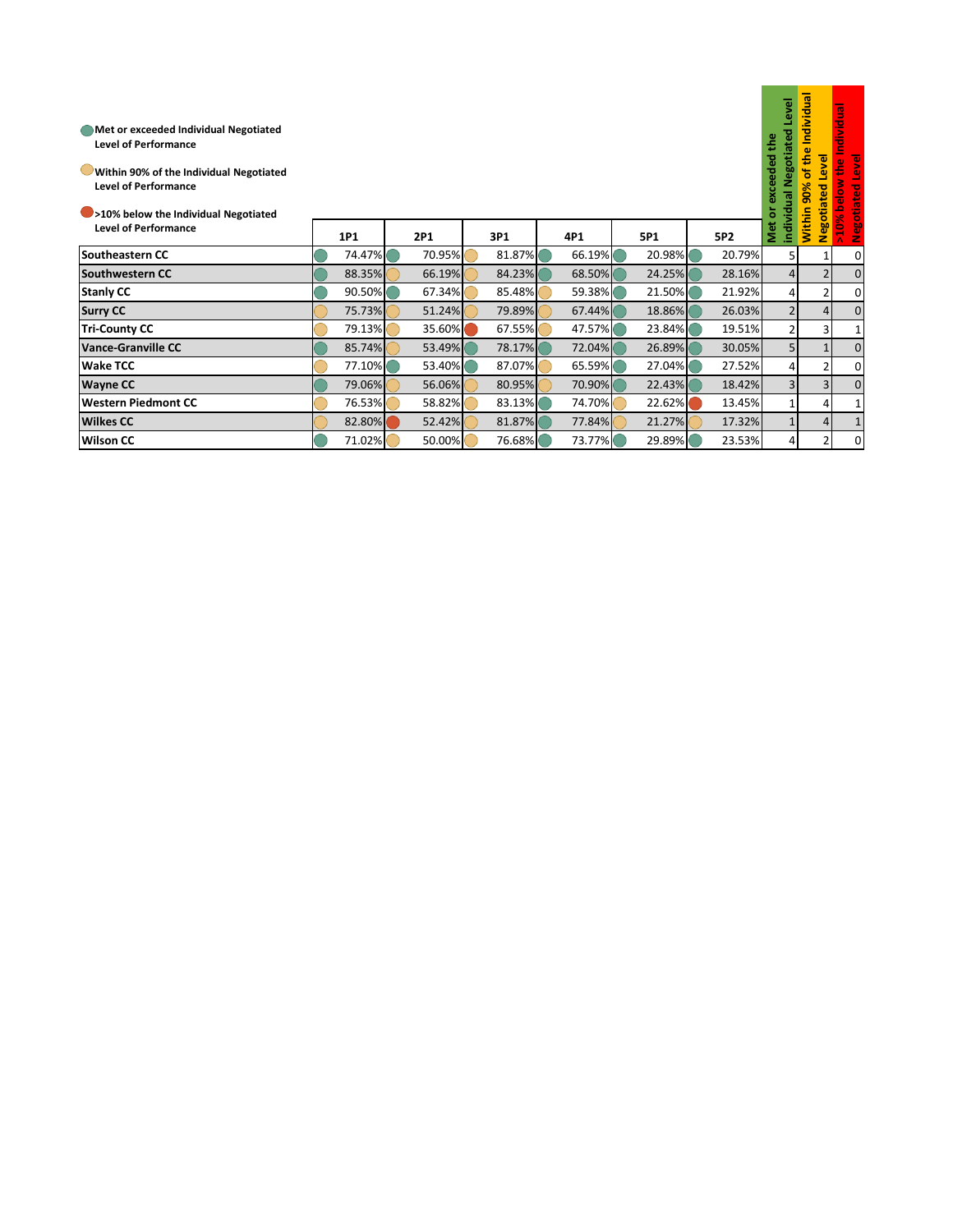Met or exceeded Individual Negotiated Level of Performance

Within 90% of the Individual Negotiated Level of Performance

>10% below the Individual Negotiated Level of Performance

| | 1P1 | 2P1 | 3P1 | 4P1 | 5P1 | 5P2 | Met or exceeded the individual Negotiated Level | Within 90% of the Individual Negotiated Level | >10% below the Individual Negotiated Level |
|---|---|---|---|---|---|---|---|---|---|
| **Southeastern CC** | 74.47% | 70.95% | 81.87% | 66.19% | 20.98% | 20.79% | 5 | 1 | 0 |
| **Southwestern CC** | 88.35% | 66.19% | 84.23% | 68.50% | 24.25% | 28.16% | 4 | 2 | 0 |
| **Stanly CC** | 90.50% | 67.34% | 85.48% | 59.38% | 21.50% | 21.92% | 4 | 2 | 0 |
| **Surry CC** | 75.73% | 51.24% | 79.89% | 67.44% | 18.86% | 26.03% | 2 | 4 | 0 |
| **Tri-County CC** | 79.13% | 35.60% | 67.55% | 47.57% | 23.84% | 19.51% | 2 | 3 | 1 |
| **Vance-Granville CC** | 85.74% | 53.49% | 78.17% | 72.04% | 26.89% | 30.05% | 5 | 1 | 0 |
| **Wake TCC** | 77.10% | 53.40% | 87.07% | 65.59% | 27.04% | 27.52% | 4 | 2 | 0 |
| **Wayne CC** | 79.06% | 56.06% | 80.95% | 70.90% | 22.43% | 18.42% | 3 | 3 | 0 |
| **Western Piedmont CC** | 76.53% | 58.82% | 83.13% | 74.70% | 22.62% | 13.45% | 1 | 4 | 1 |
| **Wilkes CC** | 82.80% | 52.42% | 81.87% | 77.84% | 21.27% | 17.32% | 1 | 4 | 1 |
| **Wilson CC** | 71.02% | 50.00% | 76.68% | 73.77% | 29.89% | 23.53% | 4 | 2 | 0 |